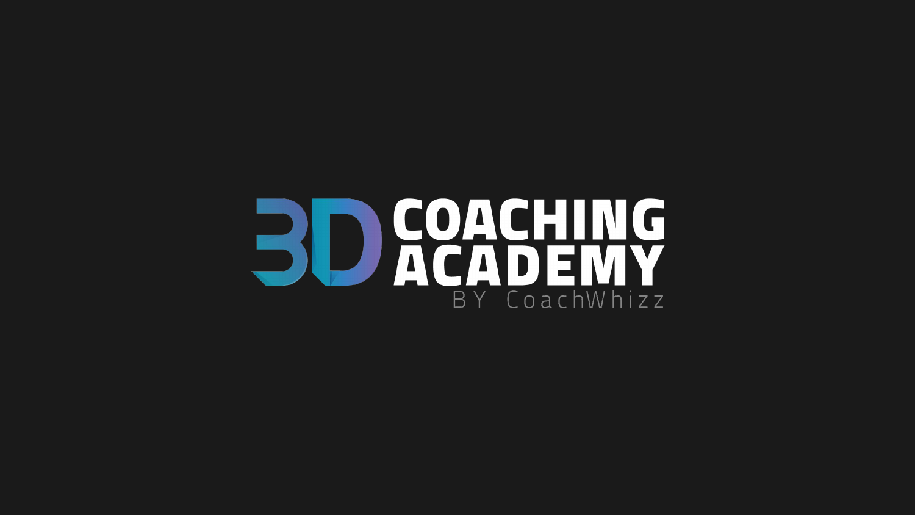# 3D COACHING ACADEMY

BY CoachWhizz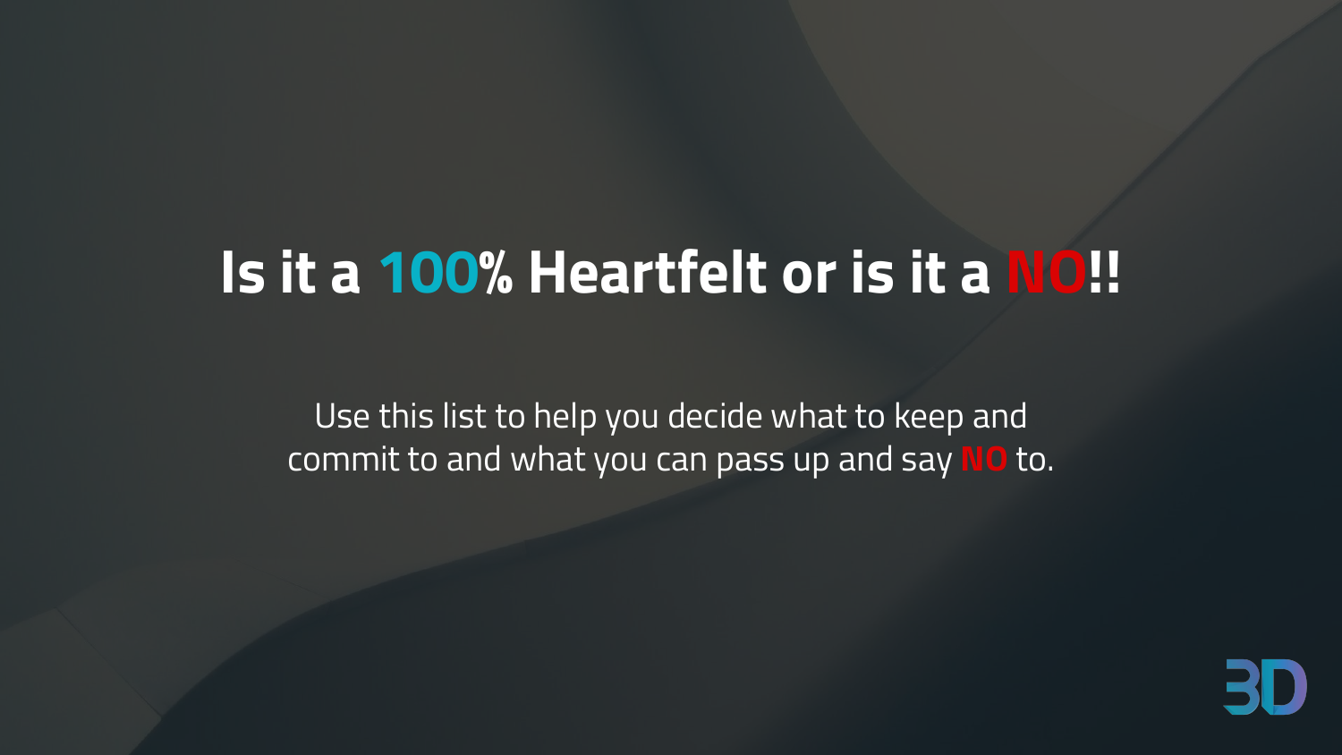# Is it a 100% Heartfelt or is it a NO!!

Use this list to help you decide what to keep and commit to and what you can pass up and say **NO** to.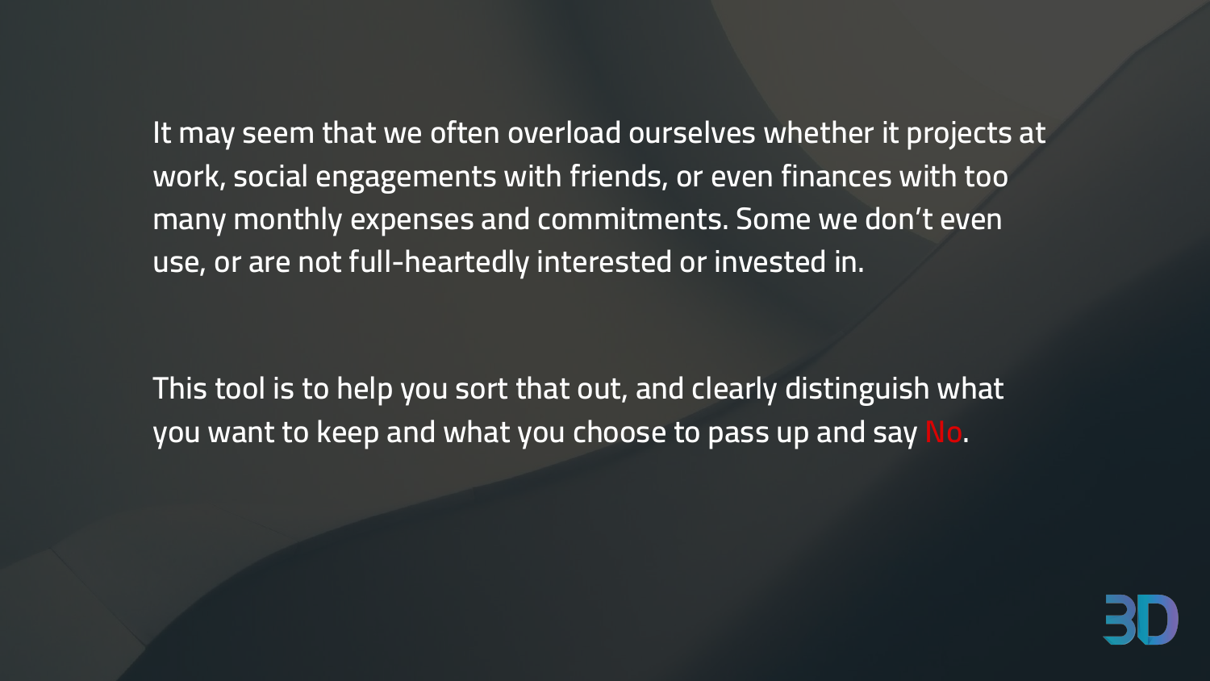It may seem that we often overload ourselves whether it projects at work, social engagements with friends, or even finances with too many monthly expenses and commitments. Some we don't even use, or are not full-heartedly interested or invested in.

This tool is to help you sort that out, and clearly distinguish what you want to keep and what you choose to pass up and say No.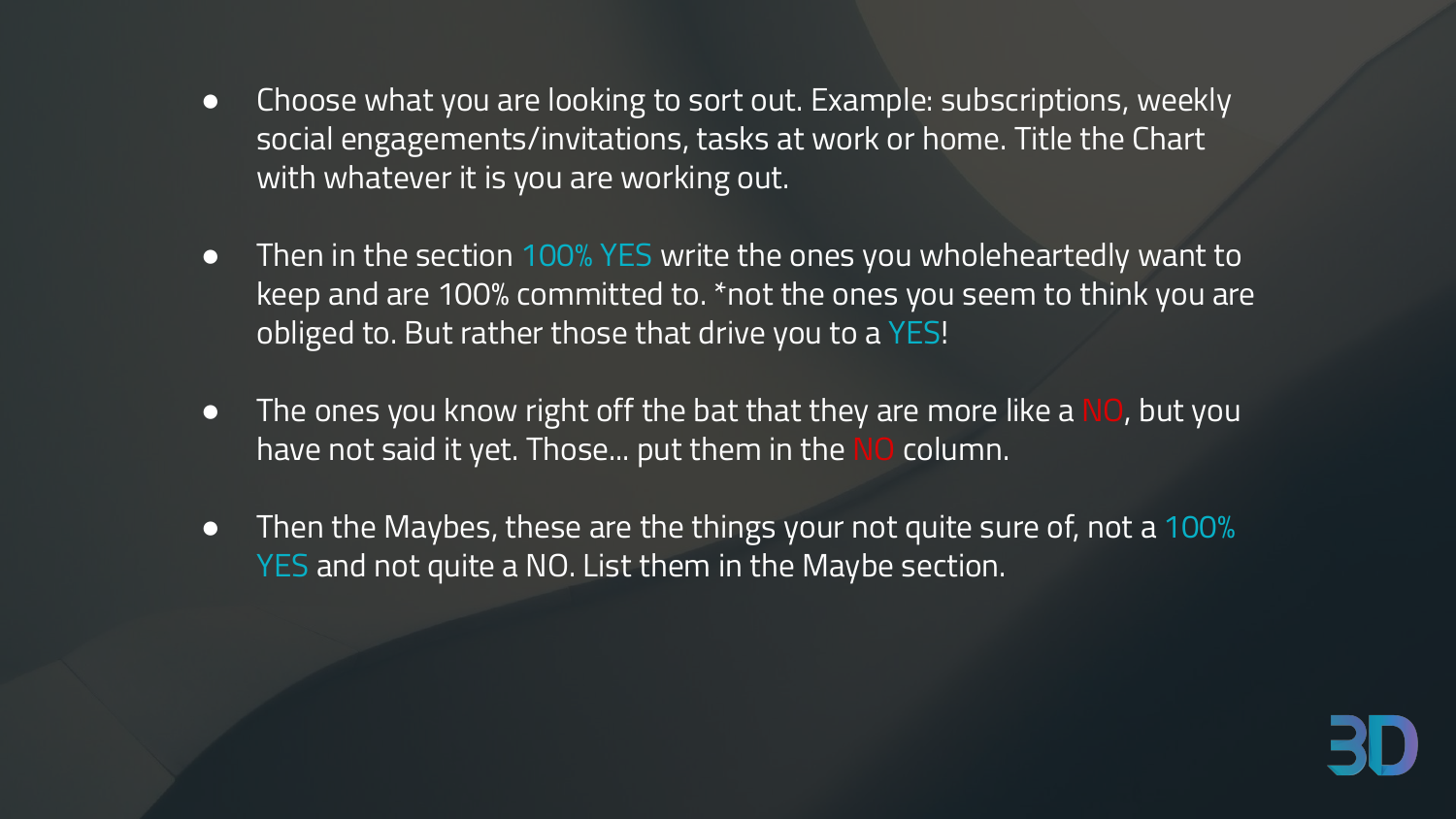- Choose what you are looking to sort out. Example: subscriptions, weekly social engagements/invitations, tasks at work or home. Title the Chart with whatever it is you are working out.
- Then in the section 100% YES write the ones you wholeheartedly want to keep and are 100% committed to. *not the ones you seem to think you are obliged to. But rather those that drive you to a YES!
- The ones you know right off the bat that they are more like a NO, but you have not said it yet. Those… put them in the NO column.
- Then the Maybes, these are the things your not quite sure of, not a 100% YES and not quite a NO. List them in the Maybe section.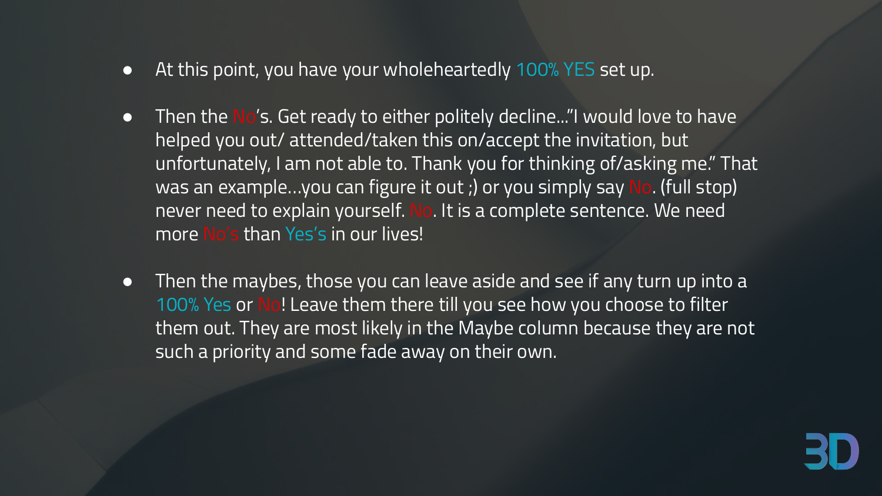- At this point, you have your wholeheartedly 100% YES set up.

- Then the No's. Get ready to either politely decline…"I would love to have helped you out/ attended/taken this on/accept the invitation, but unfortunately, I am not able to. Thank you for thinking of/asking me." That was an example…you can figure it out ;) or you simply say No. (full stop) never need to explain yourself. No. It is a complete sentence. We need more No's than Yes's in our lives!

- Then the maybes, those you can leave aside and see if any turn up into a 100% Yes or No! Leave them there till you see how you choose to filter them out. They are most likely in the Maybe column because they are not such a priority and some fade away on their own.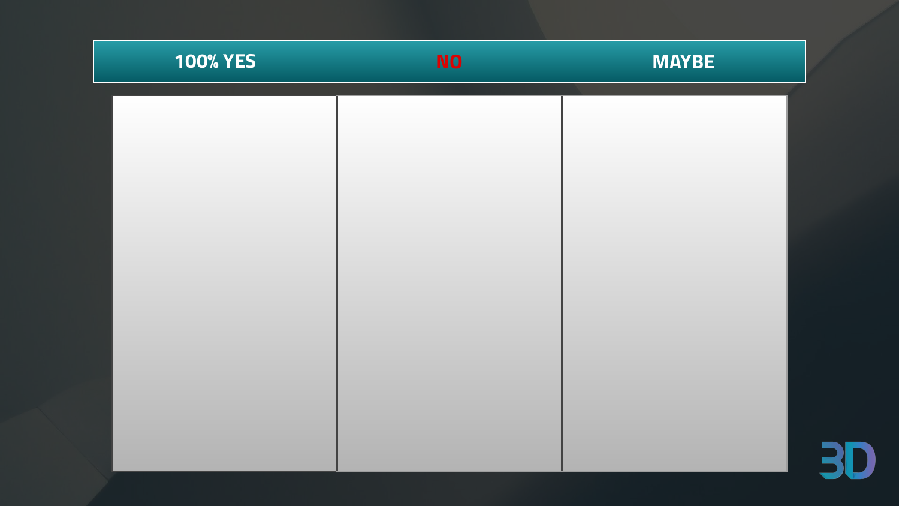| 100% YES | NO | MAYBE |
| --- | --- | --- |
| | | |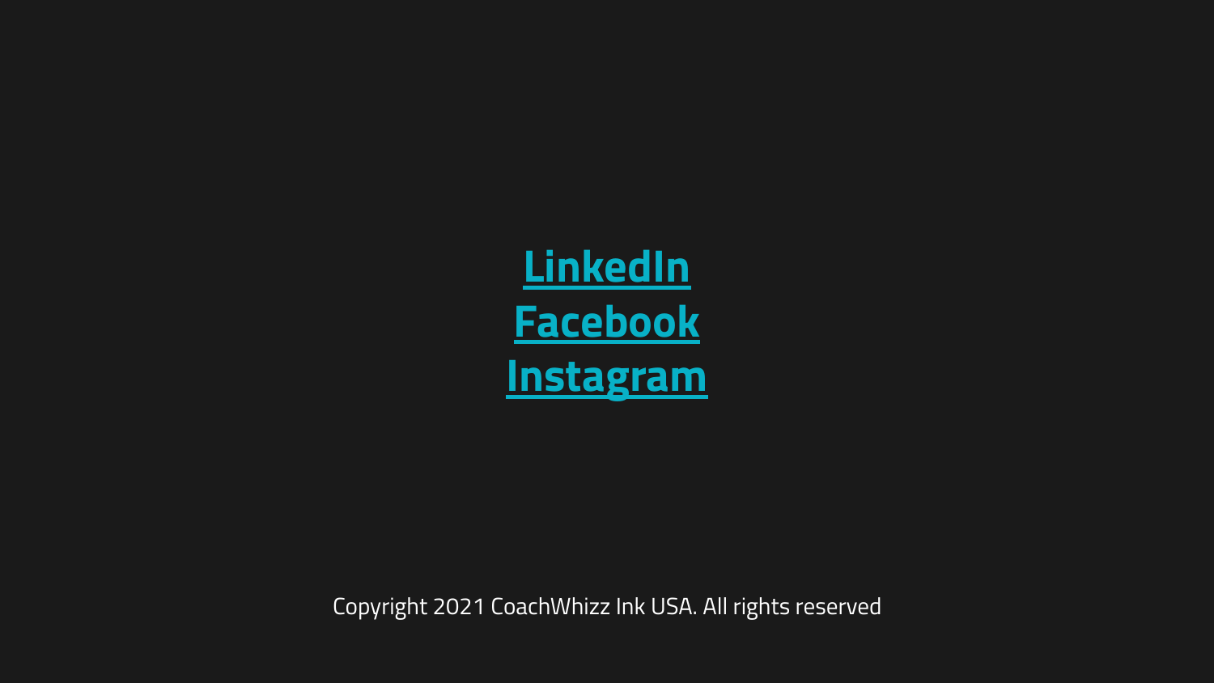**LinkedIn**

**Facebook**

**Instagram**

Copyright 2021 CoachWhizz Ink USA. All rights reserved